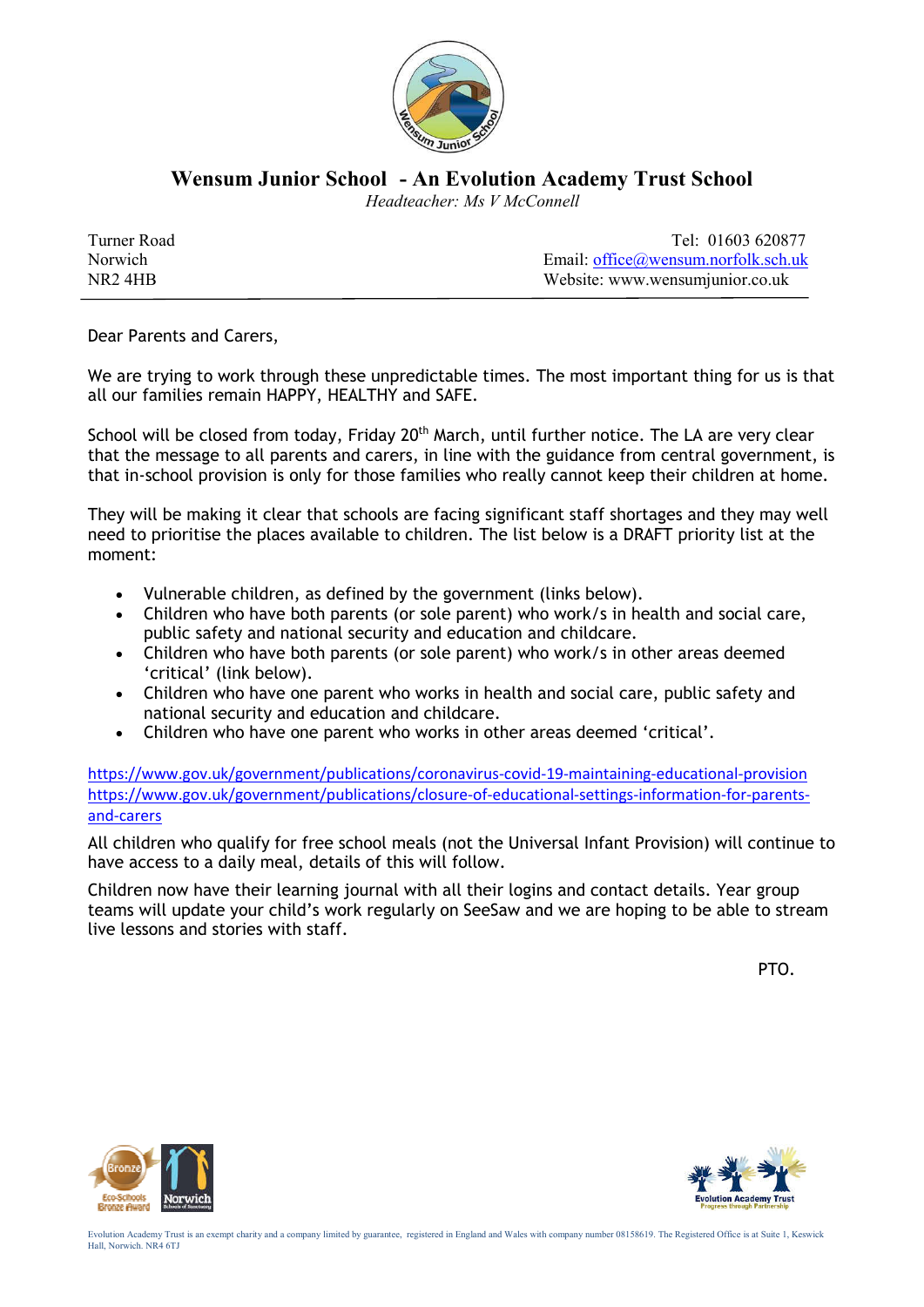# Wensum Junior School - An Evolution Academy Trust School

*Headteacher: Ms V McConnell*

Turner Road
Norwich
NR2 4HB

Tel: 01603 620877
Email: office@wensum.norfolk.sch.uk
Website: www.wensumjunior.co.uk

---

Dear Parents and Carers,

We are trying to work through these unpredictable times. The most important thing for us is that all our families remain HAPPY, HEALTHY and SAFE.

School will be closed from today, Friday 20th March, until further notice. The LA are very clear that the message to all parents and carers, in line with the guidance from central government, is that in-school provision is only for those families who really cannot keep their children at home.

They will be making it clear that schools are facing significant staff shortages and they may well need to prioritise the places available to children. The list below is a DRAFT priority list at the moment:

- Vulnerable children, as defined by the government (links below).
- Children who have both parents (or sole parent) who work/s in health and social care, public safety and national security and education and childcare.
- Children who have both parents (or sole parent) who work/s in other areas deemed 'critical' (link below).
- Children who have one parent who works in health and social care, public safety and national security and education and childcare.
- Children who have one parent who works in other areas deemed 'critical'.

https://www.gov.uk/government/publications/coronavirus-covid-19-maintaining-educational-provision
https://www.gov.uk/government/publications/closure-of-educational-settings-information-for-parents-and-carers

All children who qualify for free school meals (not the Universal Infant Provision) will continue to have access to a daily meal, details of this will follow.

Children now have their learning journal with all their logins and contact details. Year group teams will update your child's work regularly on SeeSaw and we are hoping to be able to stream live lessons and stories with staff.

PTO.

Evolution Academy Trust is an exempt charity and a company limited by guarantee, registered in England and Wales with company number 08158619. The Registered Office is at Suite 1, Keswick Hall, Norwich. NR4 6TJ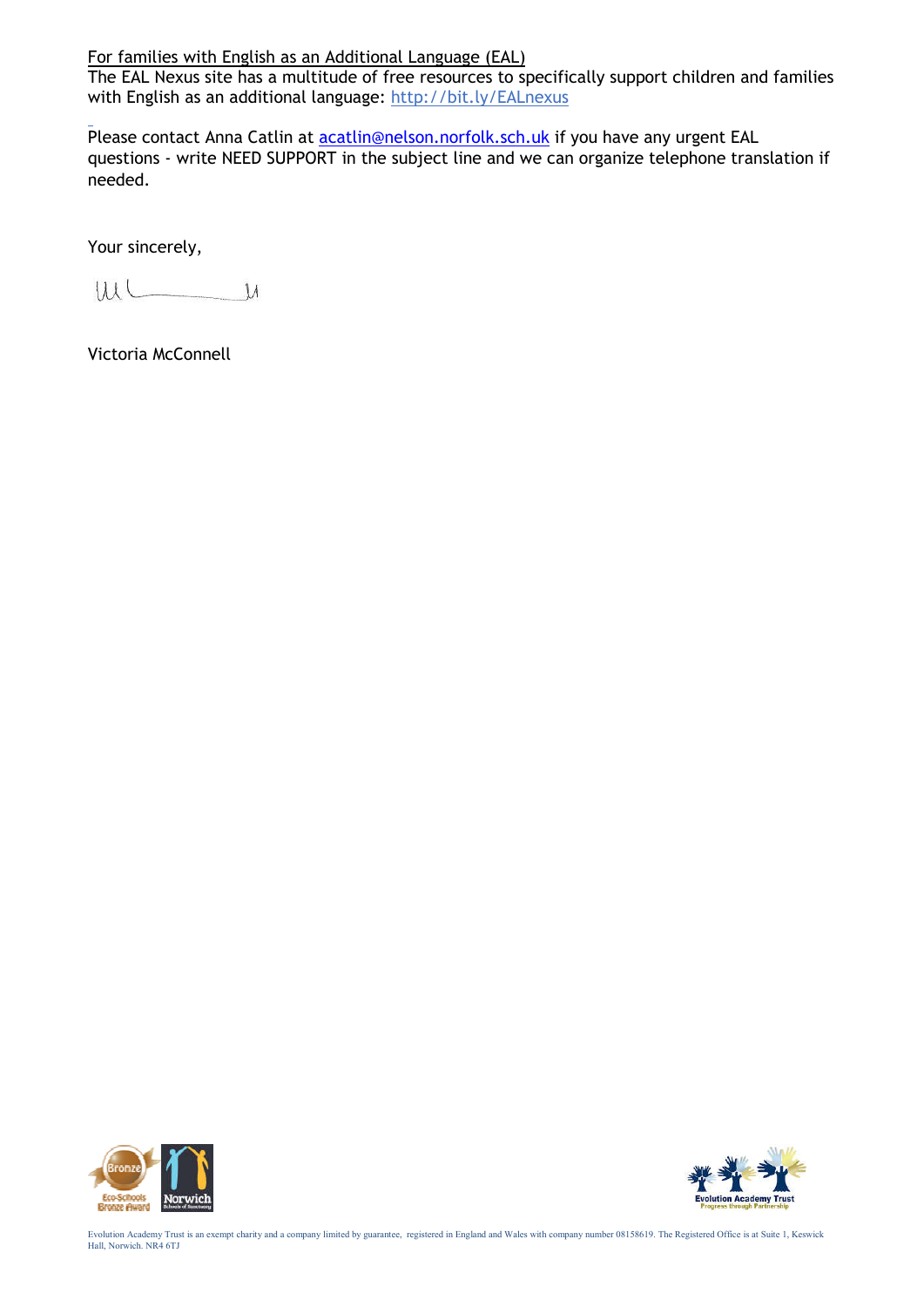For families with English as an Additional Language (EAL)

The EAL Nexus site has a multitude of free resources to specifically support children and families with English as an additional language: http://bit.ly/EALnexus

Please contact Anna Catlin at acatlin@nelson.norfolk.sch.uk if you have any urgent EAL questions - write NEED SUPPORT in the subject line and we can organize telephone translation if needed.

Your sincerely,

Victoria McConnell

Evolution Academy Trust is an exempt charity and a company limited by guarantee, registered in England and Wales with company number 08158619. The Registered Office is at Suite 1, Keswick Hall, Norwich. NR4 6TJ